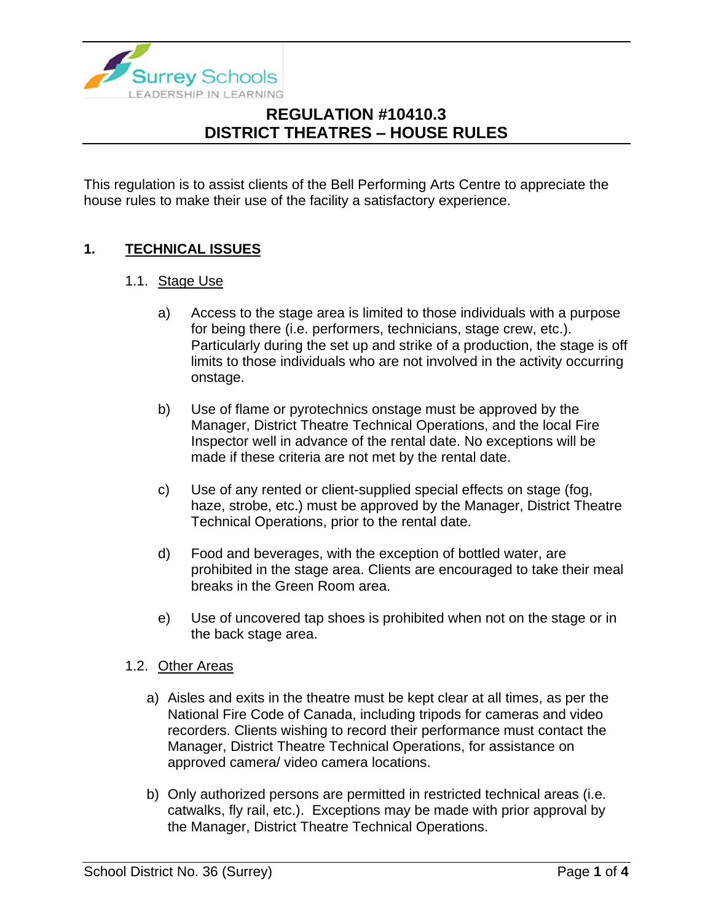# REGULATION #10410.3
# DISTRICT THEATRES – HOUSE RULES

This regulation is to assist clients of the Bell Performing Arts Centre to appreciate the house rules to make their use of the facility a satisfactory experience.

## 1. TECHNICAL ISSUES

### 1.1. Stage Use

a) Access to the stage area is limited to those individuals with a purpose for being there (i.e. performers, technicians, stage crew, etc.). Particularly during the set up and strike of a production, the stage is off limits to those individuals who are not involved in the activity occurring onstage.

b) Use of flame or pyrotechnics onstage must be approved by the Manager, District Theatre Technical Operations, and the local Fire Inspector well in advance of the rental date. No exceptions will be made if these criteria are not met by the rental date.

c) Use of any rented or client-supplied special effects on stage (fog, haze, strobe, etc.) must be approved by the Manager, District Theatre Technical Operations, prior to the rental date.

d) Food and beverages, with the exception of bottled water, are prohibited in the stage area. Clients are encouraged to take their meal breaks in the Green Room area.

e) Use of uncovered tap shoes is prohibited when not on the stage or in the back stage area.

### 1.2. Other Areas

a) Aisles and exits in the theatre must be kept clear at all times, as per the National Fire Code of Canada, including tripods for cameras and video recorders. Clients wishing to record their performance must contact the Manager, District Theatre Technical Operations, for assistance on approved camera/ video camera locations.

b) Only authorized persons are permitted in restricted technical areas (i.e. catwalks, fly rail, etc.). Exceptions may be made with prior approval by the Manager, District Theatre Technical Operations.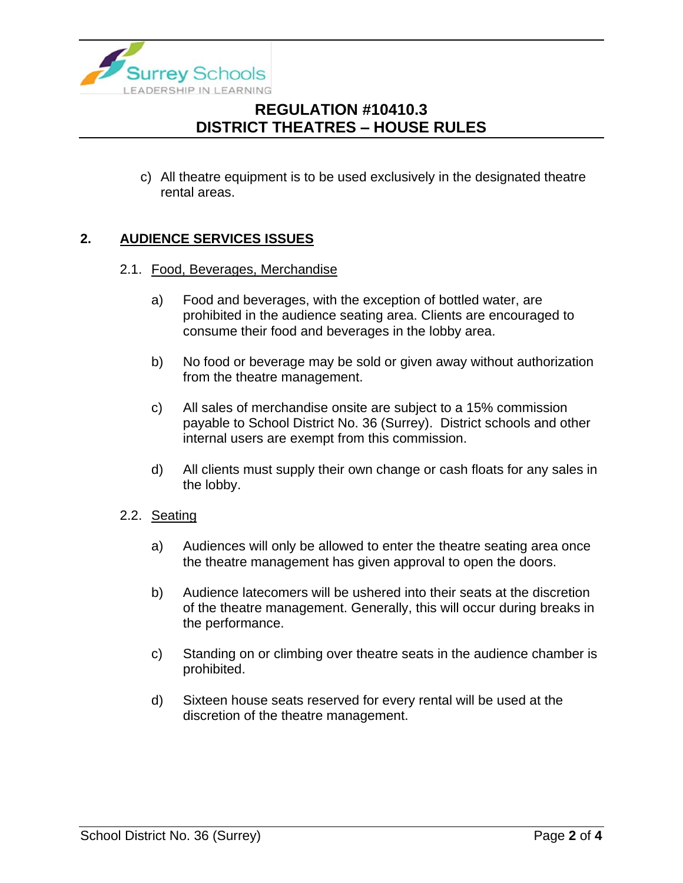c) All theatre equipment is to be used exclusively in the designated theatre rental areas.

## 2. AUDIENCE SERVICES ISSUES

### 2.1. Food, Beverages, Merchandise

a) Food and beverages, with the exception of bottled water, are prohibited in the audience seating area. Clients are encouraged to consume their food and beverages in the lobby area.

b) No food or beverage may be sold or given away without authorization from the theatre management.

c) All sales of merchandise onsite are subject to a 15% commission payable to School District No. 36 (Surrey). District schools and other internal users are exempt from this commission.

d) All clients must supply their own change or cash floats for any sales in the lobby.

### 2.2. Seating

a) Audiences will only be allowed to enter the theatre seating area once the theatre management has given approval to open the doors.

b) Audience latecomers will be ushered into their seats at the discretion of the theatre management. Generally, this will occur during breaks in the performance.

c) Standing on or climbing over theatre seats in the audience chamber is prohibited.

d) Sixteen house seats reserved for every rental will be used at the discretion of the theatre management.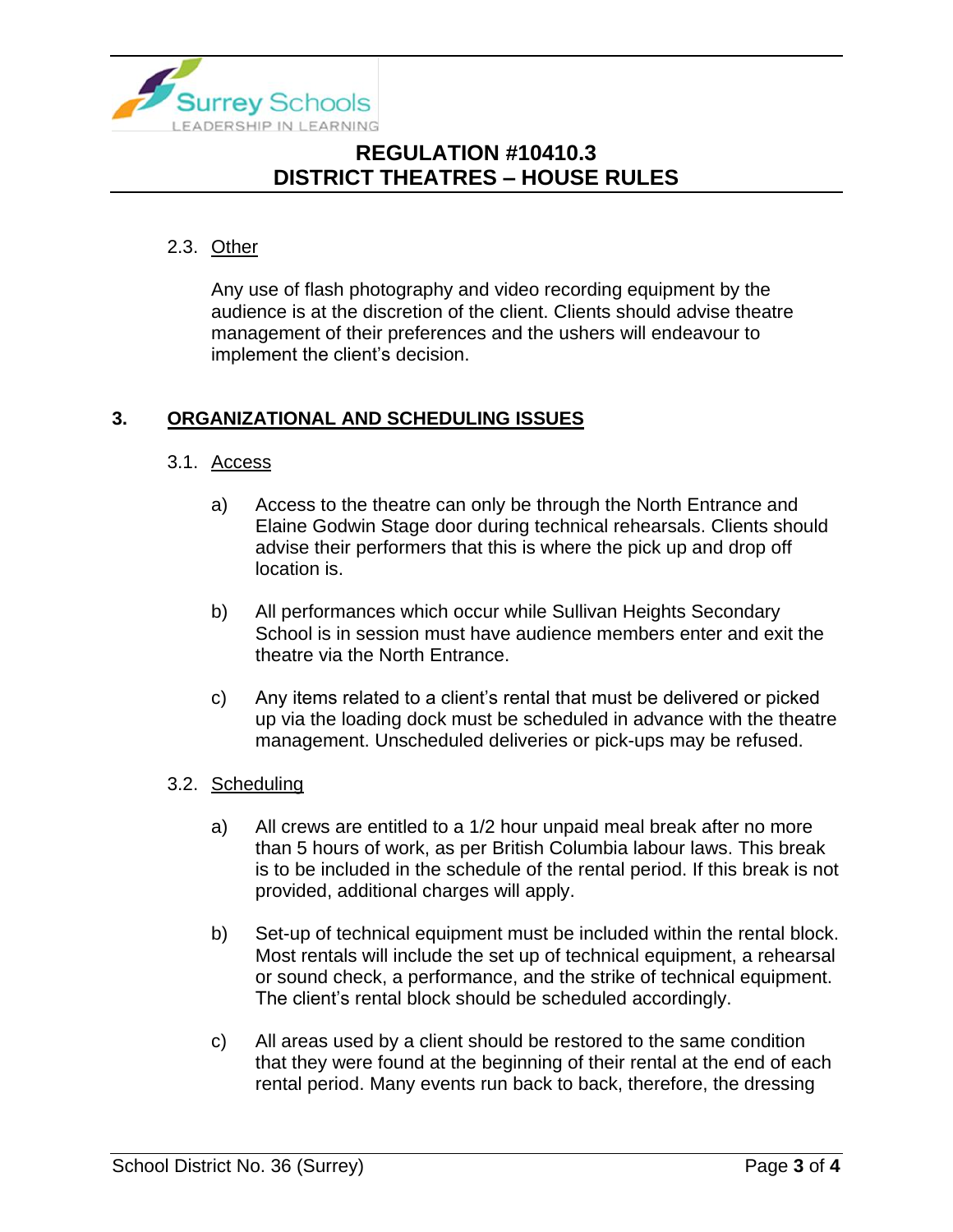#### 2.3. Other

Any use of flash photography and video recording equipment by the audience is at the discretion of the client. Clients should advise theatre management of their preferences and the ushers will endeavour to implement the client's decision.

## 3. ORGANIZATIONAL AND SCHEDULING ISSUES

### 3.1. Access

a) Access to the theatre can only be through the North Entrance and Elaine Godwin Stage door during technical rehearsals. Clients should advise their performers that this is where the pick up and drop off location is.

b) All performances which occur while Sullivan Heights Secondary School is in session must have audience members enter and exit the theatre via the North Entrance.

c) Any items related to a client's rental that must be delivered or picked up via the loading dock must be scheduled in advance with the theatre management. Unscheduled deliveries or pick-ups may be refused.

### 3.2. Scheduling

a) All crews are entitled to a 1/2 hour unpaid meal break after no more than 5 hours of work, as per British Columbia labour laws. This break is to be included in the schedule of the rental period. If this break is not provided, additional charges will apply.

b) Set-up of technical equipment must be included within the rental block. Most rentals will include the set up of technical equipment, a rehearsal or sound check, a performance, and the strike of technical equipment. The client's rental block should be scheduled accordingly.

c) All areas used by a client should be restored to the same condition that they were found at the beginning of their rental at the end of each rental period. Many events run back to back, therefore, the dressing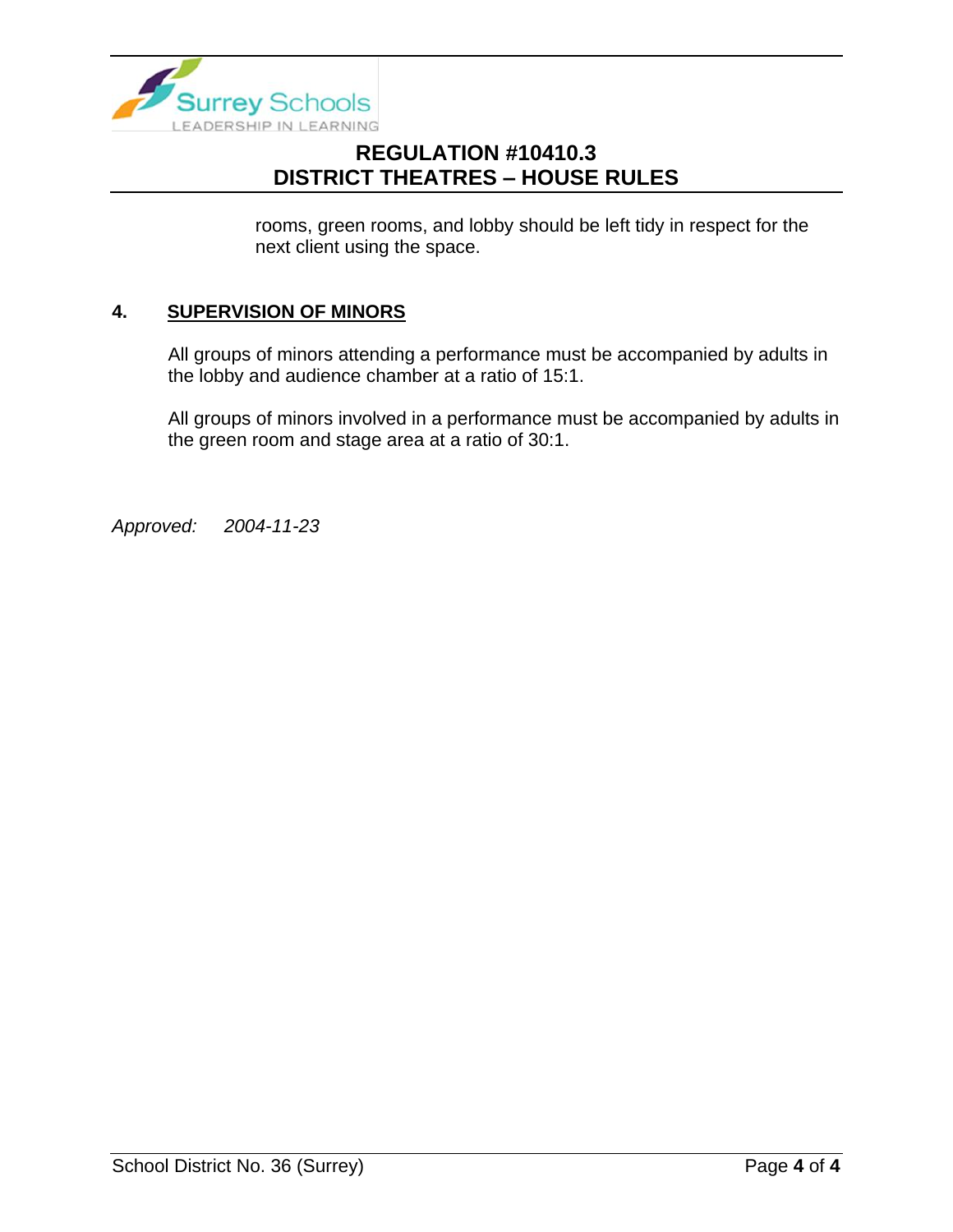rooms, green rooms, and lobby should be left tidy in respect for the next client using the space.

## 4. SUPERVISION OF MINORS

All groups of minors attending a performance must be accompanied by adults in the lobby and audience chamber at a ratio of 15:1.

All groups of minors involved in a performance must be accompanied by adults in the green room and stage area at a ratio of 30:1.

*Approved: 2004-11-23*